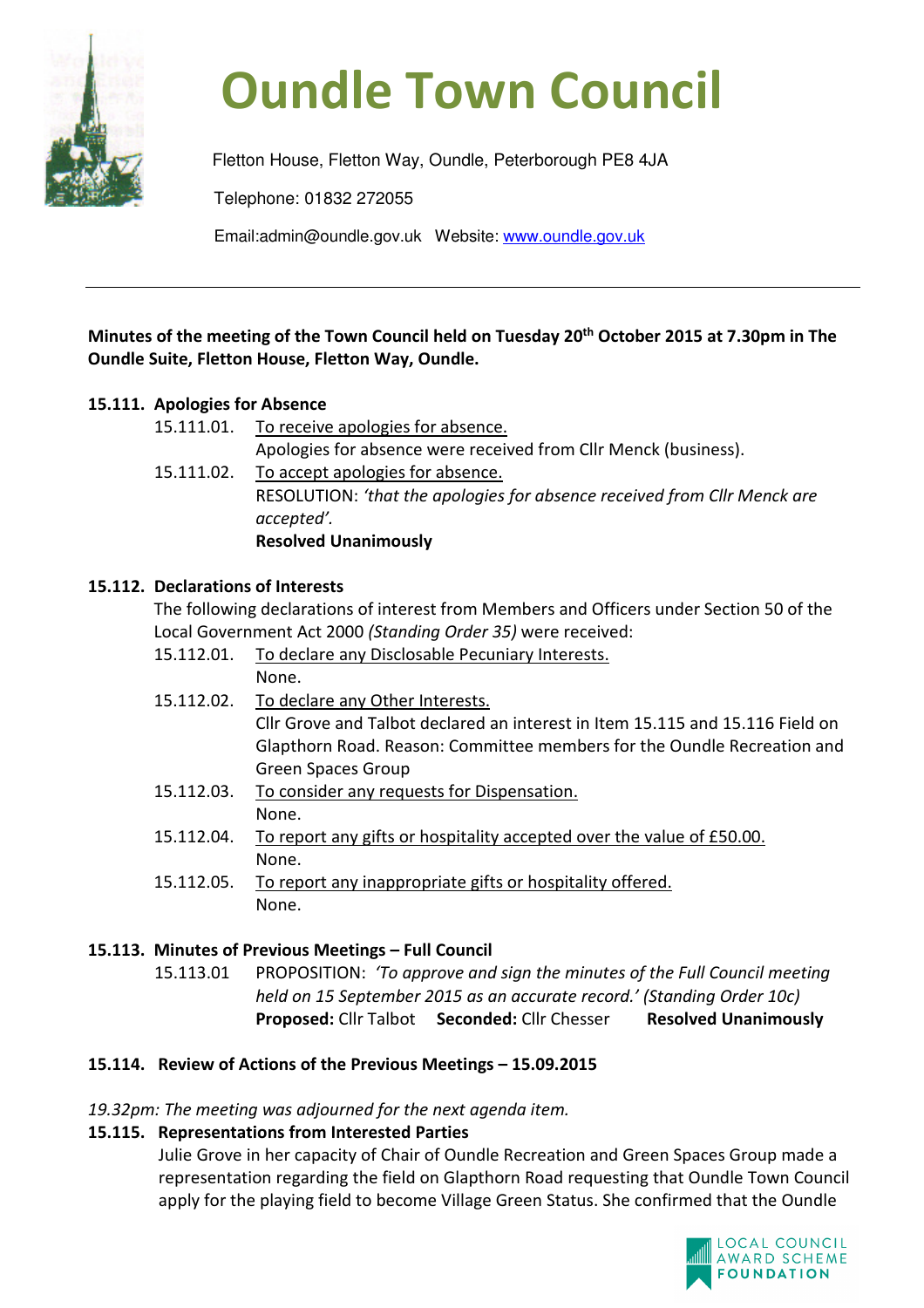# Oundle Town Council

Fletton House, Fletton Way, Oundle, Peterborough PE8 4JA

Telephone: 01832 272055

Email:admin@oundle.gov.uk Website: www.oundle.gov.uk

---

**Minutes of the meeting of the Town Council held on Tuesday 20th October 2015 at 7.30pm in The Oundle Suite, Fletton House, Fletton Way, Oundle.**

## 15.111. Apologies for Absence

15.111.01. To receive apologies for absence.
Apologies for absence were received from Cllr Menck (business).

15.111.02. To accept apologies for absence.
RESOLUTION: *'that the apologies for absence received from Cllr Menck are accepted'.*
**Resolved Unanimously**

## 15.112. Declarations of Interests

The following declarations of interest from Members and Officers under Section 50 of the Local Government Act 2000 *(Standing Order 35)* were received:

15.112.01. To declare any Disclosable Pecuniary Interests.
None.

15.112.02. To declare any Other Interests.
Cllr Grove and Talbot declared an interest in Item 15.115 and 15.116 Field on Glapthorn Road. Reason: Committee members for the Oundle Recreation and Green Spaces Group

15.112.03. To consider any requests for Dispensation.
None.

15.112.04. To report any gifts or hospitality accepted over the value of £50.00.
None.

15.112.05. To report any inappropriate gifts or hospitality offered.
None.

## 15.113. Minutes of Previous Meetings – Full Council

15.113.01 PROPOSITION: *'To approve and sign the minutes of the Full Council meeting held on 15 September 2015 as an accurate record.' (Standing Order 10c)*
**Proposed:** Cllr Talbot **Seconded:** Cllr Chesser **Resolved Unanimously**

## 15.114. Review of Actions of the Previous Meetings – 15.09.2015

*19.32pm: The meeting was adjourned for the next agenda item.*

## 15.115. Representations from Interested Parties

Julie Grove in her capacity of Chair of Oundle Recreation and Green Spaces Group made a representation regarding the field on Glapthorn Road requesting that Oundle Town Council apply for the playing field to become Village Green Status. She confirmed that the Oundle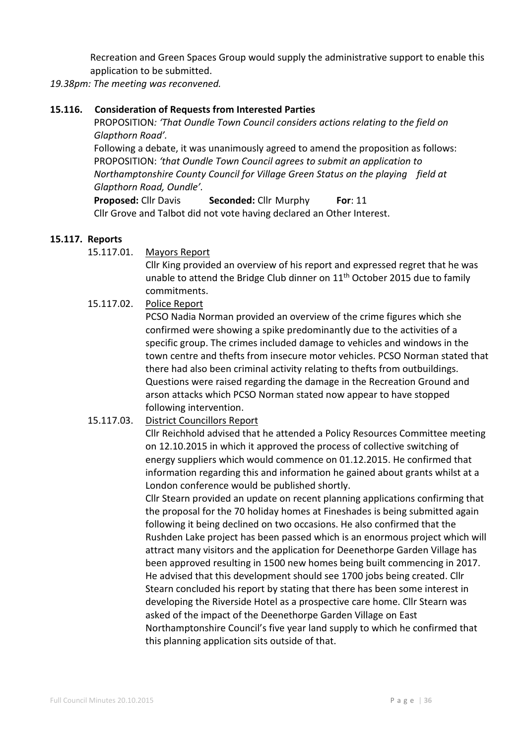Recreation and Green Spaces Group would supply the administrative support to enable this application to be submitted.

*19.38pm: The meeting was reconvened.*

**15.116. Consideration of Requests from Interested Parties**

PROPOSITION*: 'That Oundle Town Council considers actions relating to the field on Glapthorn Road'.*

Following a debate, it was unanimously agreed to amend the proposition as follows:

PROPOSITION: *'that Oundle Town Council agrees to submit an application to Northamptonshire County Council for Village Green Status on the playing field at Glapthorn Road, Oundle'.*

**Proposed:** Cllr Davis **Seconded:** Cllr Murphy **For**: 11

Cllr Grove and Talbot did not vote having declared an Other Interest.

**15.117. Reports**

15.117.01. Mayors Report

Cllr King provided an overview of his report and expressed regret that he was unable to attend the Bridge Club dinner on 11th October 2015 due to family commitments.

15.117.02. Police Report

PCSO Nadia Norman provided an overview of the crime figures which she confirmed were showing a spike predominantly due to the activities of a specific group. The crimes included damage to vehicles and windows in the town centre and thefts from insecure motor vehicles. PCSO Norman stated that there had also been criminal activity relating to thefts from outbuildings. Questions were raised regarding the damage in the Recreation Ground and arson attacks which PCSO Norman stated now appear to have stopped following intervention.

15.117.03. District Councillors Report

Cllr Reichhold advised that he attended a Policy Resources Committee meeting on 12.10.2015 in which it approved the process of collective switching of energy suppliers which would commence on 01.12.2015. He confirmed that information regarding this and information he gained about grants whilst at a London conference would be published shortly.

Cllr Stearn provided an update on recent planning applications confirming that the proposal for the 70 holiday homes at Fineshades is being submitted again following it being declined on two occasions. He also confirmed that the Rushden Lake project has been passed which is an enormous project which will attract many visitors and the application for Deenethorpe Garden Village has been approved resulting in 1500 new homes being built commencing in 2017. He advised that this development should see 1700 jobs being created. Cllr Stearn concluded his report by stating that there has been some interest in developing the Riverside Hotel as a prospective care home. Cllr Stearn was asked of the impact of the Deenethorpe Garden Village on East Northamptonshire Council's five year land supply to which he confirmed that this planning application sits outside of that.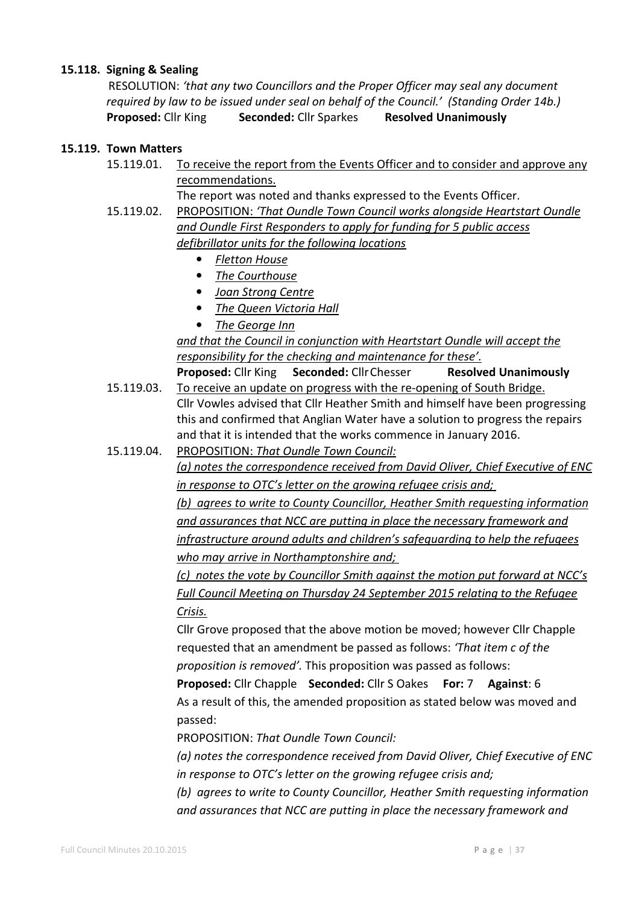**15.118. Signing & Sealing**

RESOLUTION: *'that any two Councillors and the Proper Officer may seal any document required by law to be issued under seal on behalf of the Council.' (Standing Order 14b.)*
**Proposed:** Cllr King **Seconded:** Cllr Sparkes **Resolved Unanimously**

**15.119. Town Matters**

15.119.01. To receive the report from the Events Officer and to consider and approve any recommendations.

The report was noted and thanks expressed to the Events Officer.

15.119.02. PROPOSITION: *'That Oundle Town Council works alongside Heartstart Oundle and Oundle First Responders to apply for funding for 5 public access defibrillator units for the following locations*

- *Fletton House*
- *The Courthouse*
- *Joan Strong Centre*
- *The Queen Victoria Hall*
- *The George Inn*

*and that the Council in conjunction with Heartstart Oundle will accept the responsibility for the checking and maintenance for these'.*

**Proposed:** Cllr King **Seconded:** Cllr Chesser **Resolved Unanimously**

15.119.03. To receive an update on progress with the re-opening of South Bridge.

Cllr Vowles advised that Cllr Heather Smith and himself have been progressing this and confirmed that Anglian Water have a solution to progress the repairs and that it is intended that the works commence in January 2016.

15.119.04. PROPOSITION: *That Oundle Town Council:*

*(a) notes the correspondence received from David Oliver, Chief Executive of ENC in response to OTC's letter on the growing refugee crisis and;*

*(b) agrees to write to County Councillor, Heather Smith requesting information and assurances that NCC are putting in place the necessary framework and infrastructure around adults and children's safeguarding to help the refugees who may arrive in Northamptonshire and;*

*(c) notes the vote by Councillor Smith against the motion put forward at NCC's Full Council Meeting on Thursday 24 September 2015 relating to the Refugee Crisis.*

Cllr Grove proposed that the above motion be moved; however Cllr Chapple requested that an amendment be passed as follows: *'That item c of the proposition is removed'.* This proposition was passed as follows:

**Proposed:** Cllr Chapple **Seconded:** Cllr S Oakes **For:** 7 **Against**: 6

As a result of this, the amended proposition as stated below was moved and passed:

PROPOSITION: *That Oundle Town Council:*

*(a) notes the correspondence received from David Oliver, Chief Executive of ENC in response to OTC's letter on the growing refugee crisis and;*

*(b) agrees to write to County Councillor, Heather Smith requesting information and assurances that NCC are putting in place the necessary framework and*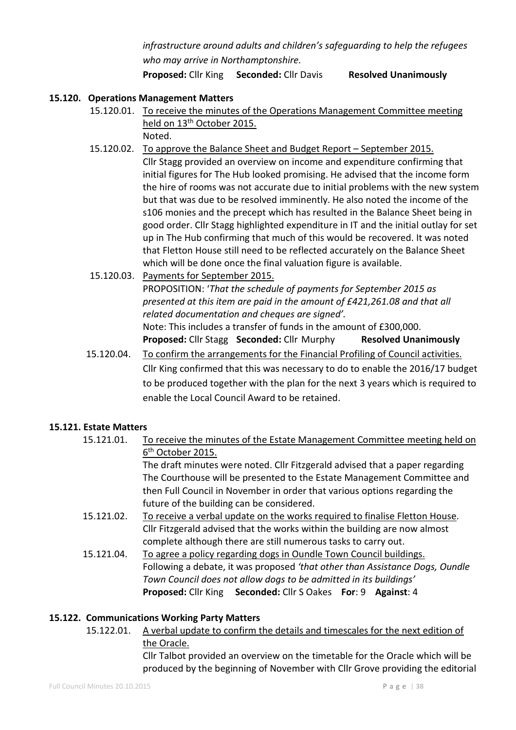*infrastructure around adults and children's safeguarding to help the refugees who may arrive in Northamptonshire.*

**Proposed:** Cllr King **Seconded:** Cllr Davis **Resolved Unanimously**

### 15.120. Operations Management Matters

15.120.01. To receive the minutes of the Operations Management Committee meeting held on 13th October 2015.

Noted.

15.120.02. To approve the Balance Sheet and Budget Report – September 2015.

Cllr Stagg provided an overview on income and expenditure confirming that initial figures for The Hub looked promising. He advised that the income form the hire of rooms was not accurate due to initial problems with the new system but that was due to be resolved imminently. He also noted the income of the s106 monies and the precept which has resulted in the Balance Sheet being in good order. Cllr Stagg highlighted expenditure in IT and the initial outlay for set up in The Hub confirming that much of this would be recovered. It was noted that Fletton House still need to be reflected accurately on the Balance Sheet which will be done once the final valuation figure is available.

15.120.03. Payments for September 2015.

PROPOSITION: '*That the schedule of payments for September 2015 as presented at this item are paid in the amount of £421,261.08 and that all related documentation and cheques are signed'.*

Note: This includes a transfer of funds in the amount of £300,000.

**Proposed:** Cllr Stagg **Seconded:** Cllr Murphy **Resolved Unanimously**

15.120.04. To confirm the arrangements for the Financial Profiling of Council activities.

Cllr King confirmed that this was necessary to do to enable the 2016/17 budget to be produced together with the plan for the next 3 years which is required to enable the Local Council Award to be retained.

### 15.121. Estate Matters

15.121.01. To receive the minutes of the Estate Management Committee meeting held on 6th October 2015.

The draft minutes were noted. Cllr Fitzgerald advised that a paper regarding The Courthouse will be presented to the Estate Management Committee and then Full Council in November in order that various options regarding the future of the building can be considered.

15.121.02. To receive a verbal update on the works required to finalise Fletton House.

Cllr Fitzgerald advised that the works within the building are now almost complete although there are still numerous tasks to carry out.

15.121.04. To agree a policy regarding dogs in Oundle Town Council buildings.

Following a debate, it was proposed *'that other than Assistance Dogs, Oundle Town Council does not allow dogs to be admitted in its buildings'*

**Proposed:** Cllr King **Seconded:** Cllr S Oakes **For**: 9 **Against**: 4

### 15.122. Communications Working Party Matters

15.122.01. A verbal update to confirm the details and timescales for the next edition of the Oracle.

Cllr Talbot provided an overview on the timetable for the Oracle which will be produced by the beginning of November with Cllr Grove providing the editorial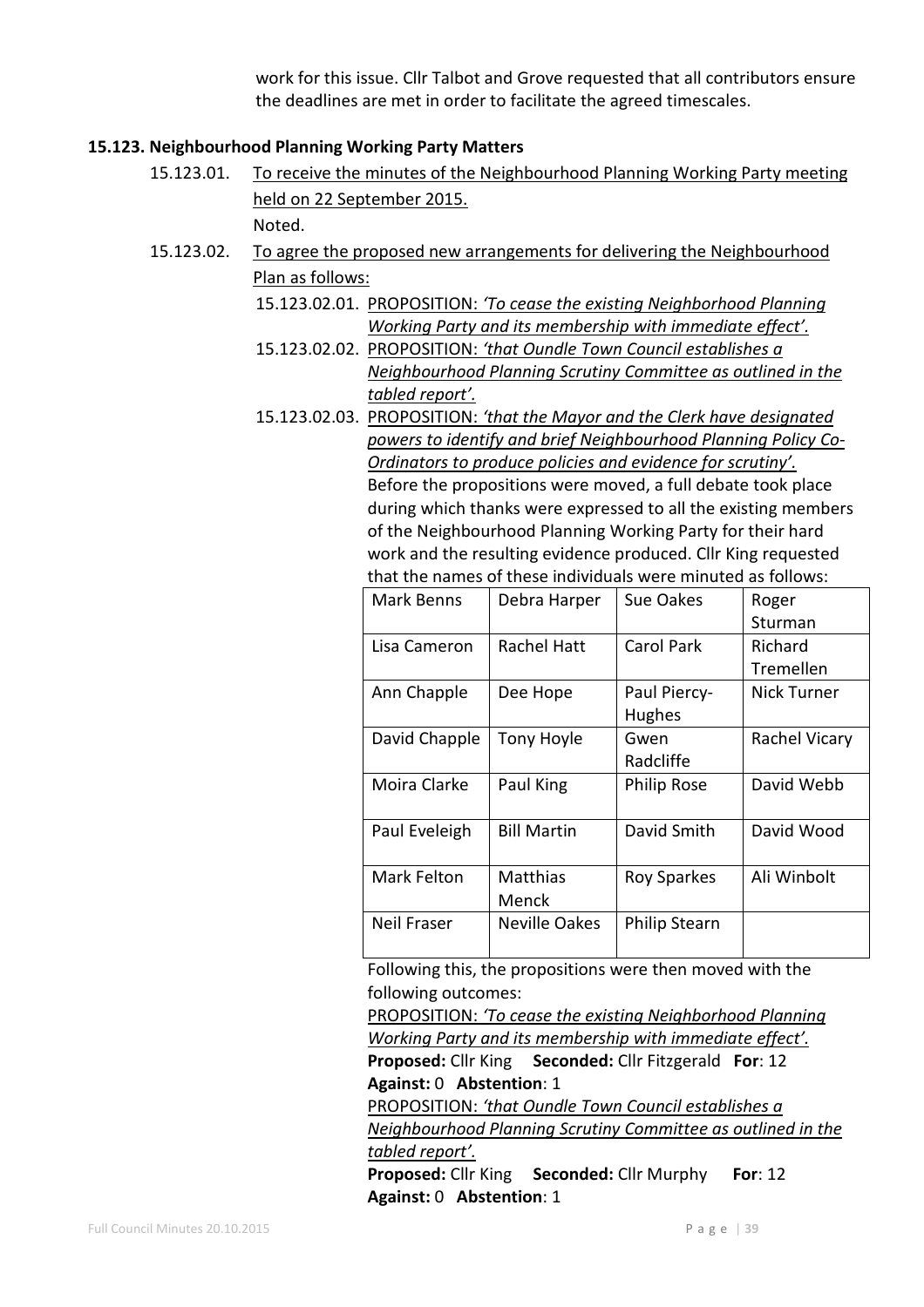work for this issue. Cllr Talbot and Grove requested that all contributors ensure the deadlines are met in order to facilitate the agreed timescales.

**15.123. Neighbourhood Planning Working Party Matters**

15.123.01. To receive the minutes of the Neighbourhood Planning Working Party meeting held on 22 September 2015.

Noted.

15.123.02. To agree the proposed new arrangements for delivering the Neighbourhood Plan as follows:

15.123.02.01. PROPOSITION: *'To cease the existing Neighborhood Planning Working Party and its membership with immediate effect'.*

15.123.02.02. PROPOSITION: *'that Oundle Town Council establishes a Neighbourhood Planning Scrutiny Committee as outlined in the tabled report'.*

15.123.02.03. PROPOSITION: *'that the Mayor and the Clerk have designated powers to identify and brief Neighbourhood Planning Policy Co-Ordinators to produce policies and evidence for scrutiny'.*

Before the propositions were moved, a full debate took place during which thanks were expressed to all the existing members of the Neighbourhood Planning Working Party for their hard work and the resulting evidence produced. Cllr King requested that the names of these individuals were minuted as follows:

| Mark Benns | Debra Harper | Sue Oakes | Roger Sturman |
|---|---|---|---|
| Lisa Cameron | Rachel Hatt | Carol Park | Richard Tremellen |
| Ann Chapple | Dee Hope | Paul Piercy-Hughes | Nick Turner |
| David Chapple | Tony Hoyle | Gwen Radcliffe | Rachel Vicary |
| Moira Clarke | Paul King | Philip Rose | David Webb |
| Paul Eveleigh | Bill Martin | David Smith | David Wood |
| Mark Felton | Matthias Menck | Roy Sparkes | Ali Winbolt |
| Neil Fraser | Neville Oakes | Philip Stearn | |

Following this, the propositions were then moved with the following outcomes:

PROPOSITION: *'To cease the existing Neighborhood Planning Working Party and its membership with immediate effect'.*

**Proposed:** Cllr King **Seconded:** Cllr Fitzgerald **For**: 12 **Against:** 0 **Abstention**: 1

PROPOSITION: *'that Oundle Town Council establishes a Neighbourhood Planning Scrutiny Committee as outlined in the tabled report'.*

**Proposed:** Cllr King **Seconded:** Cllr Murphy **For**: 12 **Against:** 0 **Abstention**: 1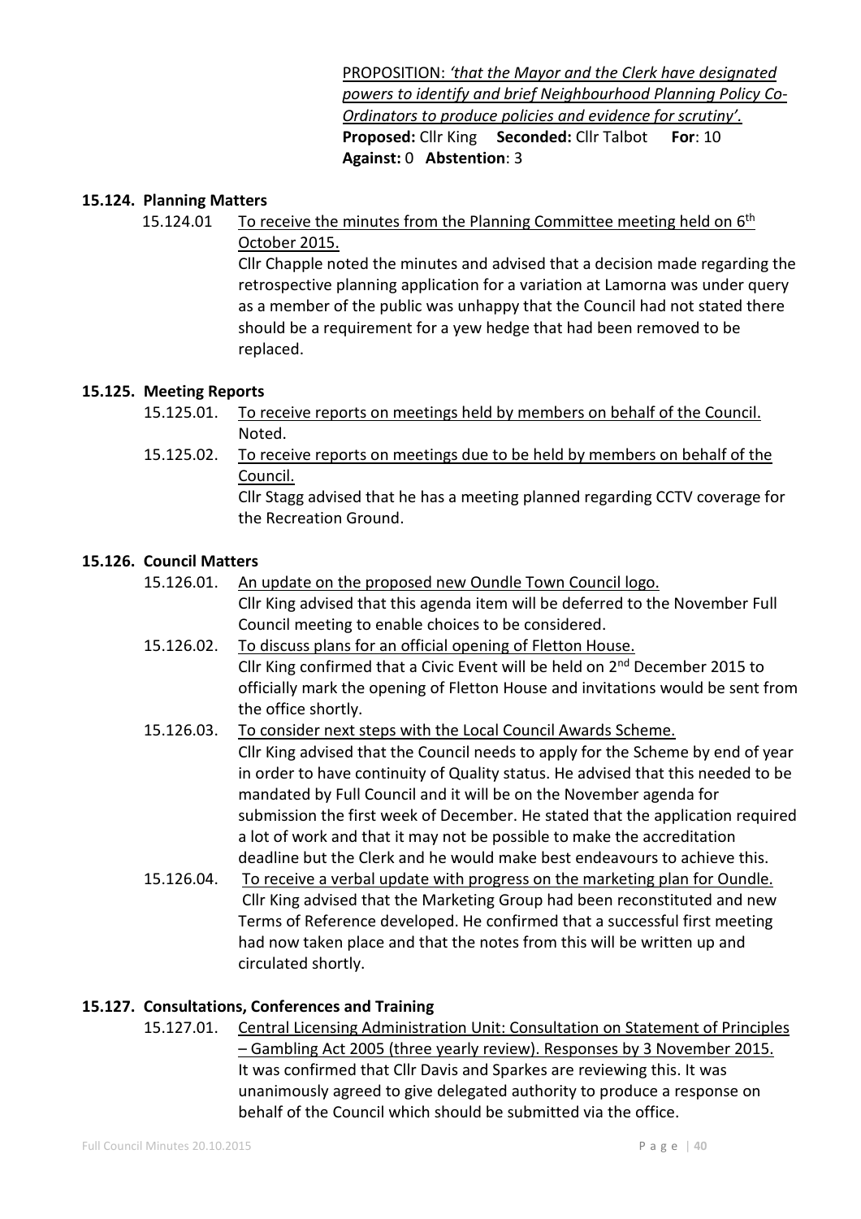PROPOSITION: *'that the Mayor and the Clerk have designated powers to identify and brief Neighbourhood Planning Policy Co-Ordinators to produce policies and evidence for scrutiny'.*
**Proposed:** Cllr King **Seconded:** Cllr Talbot **For**: 10
**Against:** 0 **Abstention**: 3

### 15.124. Planning Matters

15.124.01 To receive the minutes from the Planning Committee meeting held on 6th October 2015.

Cllr Chapple noted the minutes and advised that a decision made regarding the retrospective planning application for a variation at Lamorna was under query as a member of the public was unhappy that the Council had not stated there should be a requirement for a yew hedge that had been removed to be replaced.

### 15.125. Meeting Reports

15.125.01. To receive reports on meetings held by members on behalf of the Council.

Noted.

15.125.02. To receive reports on meetings due to be held by members on behalf of the Council.

Cllr Stagg advised that he has a meeting planned regarding CCTV coverage for the Recreation Ground.

### 15.126. Council Matters

15.126.01. An update on the proposed new Oundle Town Council logo.

Cllr King advised that this agenda item will be deferred to the November Full Council meeting to enable choices to be considered.

15.126.02. To discuss plans for an official opening of Fletton House.

Cllr King confirmed that a Civic Event will be held on 2nd December 2015 to officially mark the opening of Fletton House and invitations would be sent from the office shortly.

15.126.03. To consider next steps with the Local Council Awards Scheme.

Cllr King advised that the Council needs to apply for the Scheme by end of year in order to have continuity of Quality status. He advised that this needed to be mandated by Full Council and it will be on the November agenda for submission the first week of December. He stated that the application required a lot of work and that it may not be possible to make the accreditation deadline but the Clerk and he would make best endeavours to achieve this.

15.126.04. To receive a verbal update with progress on the marketing plan for Oundle.

Cllr King advised that the Marketing Group had been reconstituted and new Terms of Reference developed. He confirmed that a successful first meeting had now taken place and that the notes from this will be written up and circulated shortly.

### 15.127. Consultations, Conferences and Training

15.127.01. Central Licensing Administration Unit: Consultation on Statement of Principles – Gambling Act 2005 (three yearly review). Responses by 3 November 2015.

It was confirmed that Cllr Davis and Sparkes are reviewing this. It was unanimously agreed to give delegated authority to produce a response on behalf of the Council which should be submitted via the office.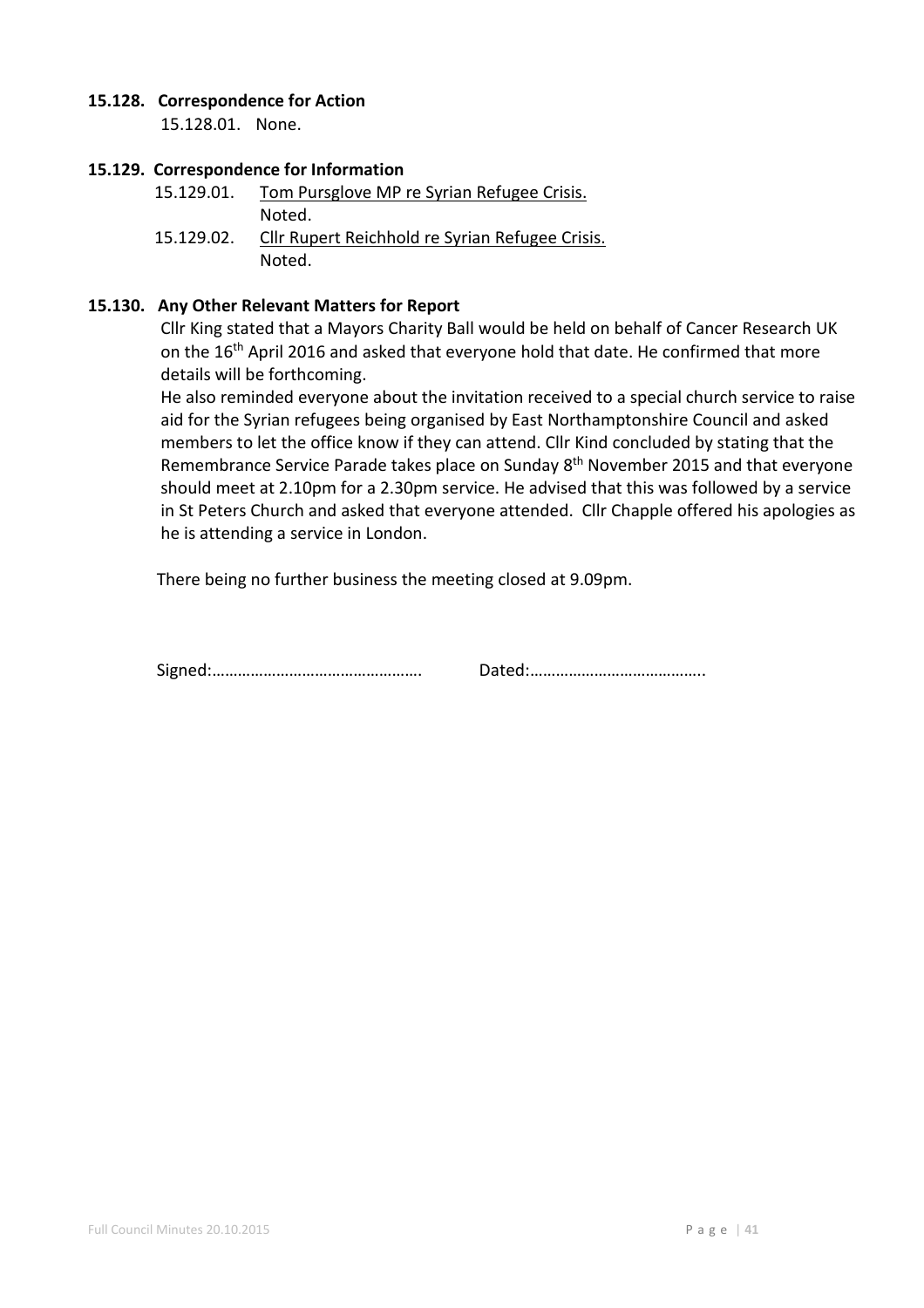### 15.128. Correspondence for Action

15.128.01. None.

### 15.129. Correspondence for Information

15.129.01. Tom Pursglove MP re Syrian Refugee Crisis.
Noted.

15.129.02. Cllr Rupert Reichhold re Syrian Refugee Crisis.
Noted.

### 15.130. Any Other Relevant Matters for Report

Cllr King stated that a Mayors Charity Ball would be held on behalf of Cancer Research UK on the 16th April 2016 and asked that everyone hold that date. He confirmed that more details will be forthcoming.

He also reminded everyone about the invitation received to a special church service to raise aid for the Syrian refugees being organised by East Northamptonshire Council and asked members to let the office know if they can attend. Cllr Kind concluded by stating that the Remembrance Service Parade takes place on Sunday 8th November 2015 and that everyone should meet at 2.10pm for a 2.30pm service. He advised that this was followed by a service in St Peters Church and asked that everyone attended. Cllr Chapple offered his apologies as he is attending a service in London.

There being no further business the meeting closed at 9.09pm.

Signed:…………………………………………. Dated:…………………………………..